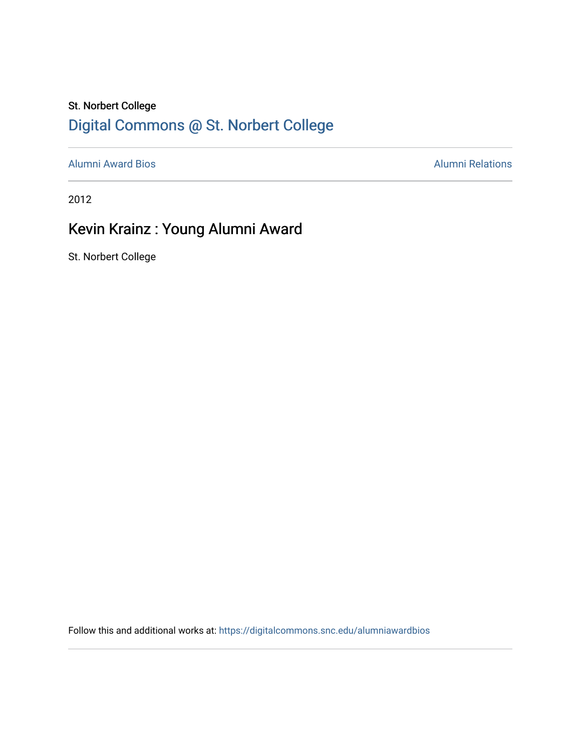St. Norbert College

# Digital Commons @ St. Norbert College

Alumni Award Bios

Alumni Relations

2012

## Kevin Krainz : Young Alumni Award

St. Norbert College

Follow this and additional works at: https://digitalcommons.snc.edu/alumniawardbios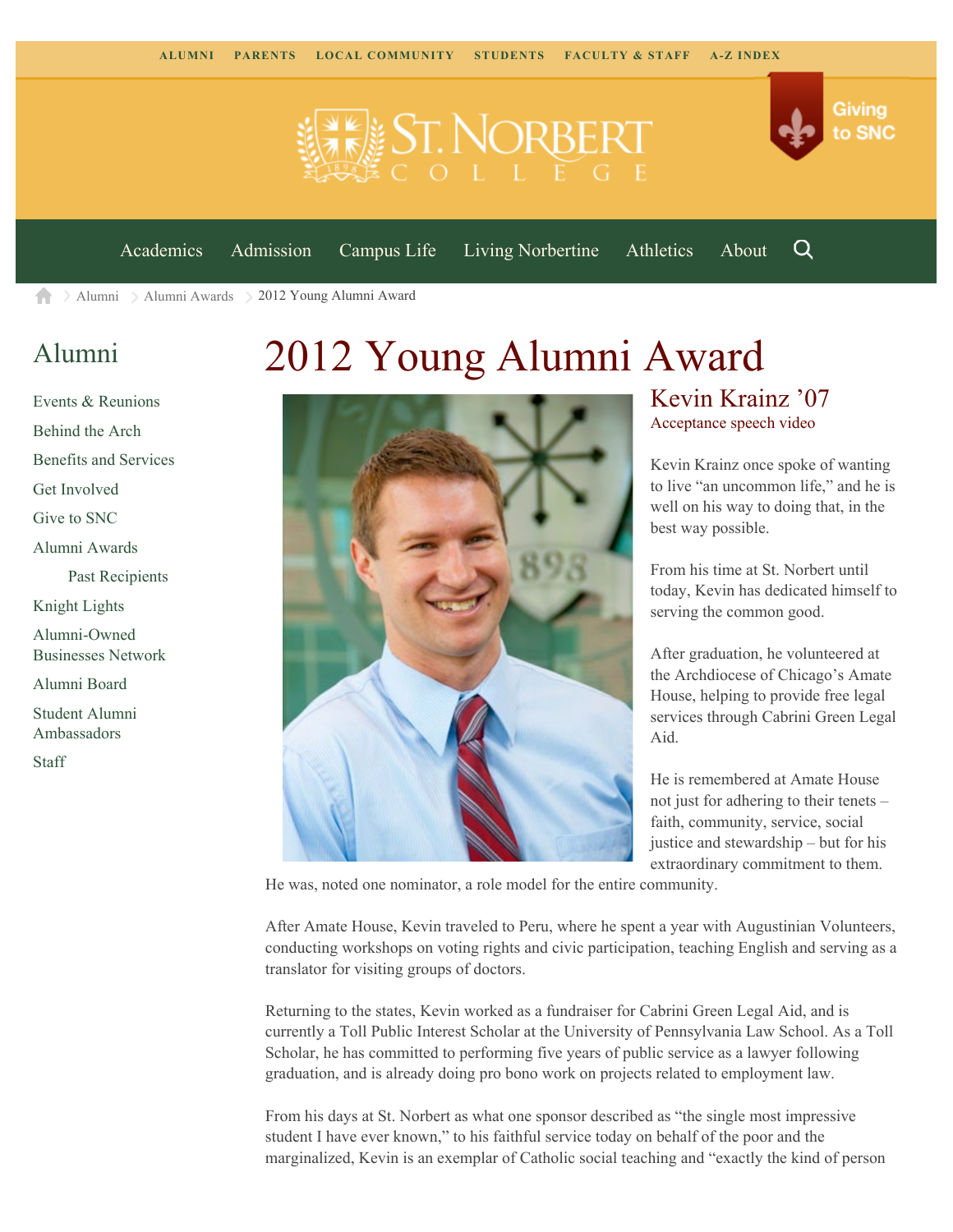ALUMNI PARENTS LOCAL COMMUNITY STUDENTS FACULTY & STAFF A-Z INDEX

Giving to SNC

Academics Admission Campus Life Living Norbertine Athletics About

Alumni > Alumni Awards > 2012 Young Alumni Award

## Alumni

- Events & Reunions
- Behind the Arch
- Benefits and Services
- Get Involved
- Give to SNC
- Alumni Awards
  - Past Recipients
- Knight Lights
- Alumni-Owned Businesses Network
- Alumni Board
- Student Alumni Ambassadors
- Staff

# 2012 Young Alumni Award

## Kevin Krainz '07

Acceptance speech video

Kevin Krainz once spoke of wanting to live "an uncommon life," and he is well on his way to doing that, in the best way possible.

From his time at St. Norbert until today, Kevin has dedicated himself to serving the common good.

After graduation, he volunteered at the Archdiocese of Chicago's Amate House, helping to provide free legal services through Cabrini Green Legal Aid.

He is remembered at Amate House not just for adhering to their tenets – faith, community, service, social justice and stewardship – but for his extraordinary commitment to them. He was, noted one nominator, a role model for the entire community.

After Amate House, Kevin traveled to Peru, where he spent a year with Augustinian Volunteers, conducting workshops on voting rights and civic participation, teaching English and serving as a translator for visiting groups of doctors.

Returning to the states, Kevin worked as a fundraiser for Cabrini Green Legal Aid, and is currently a Toll Public Interest Scholar at the University of Pennsylvania Law School. As a Toll Scholar, he has committed to performing five years of public service as a lawyer following graduation, and is already doing pro bono work on projects related to employment law.

From his days at St. Norbert as what one sponsor described as "the single most impressive student I have ever known," to his faithful service today on behalf of the poor and the marginalized, Kevin is an exemplar of Catholic social teaching and "exactly the kind of person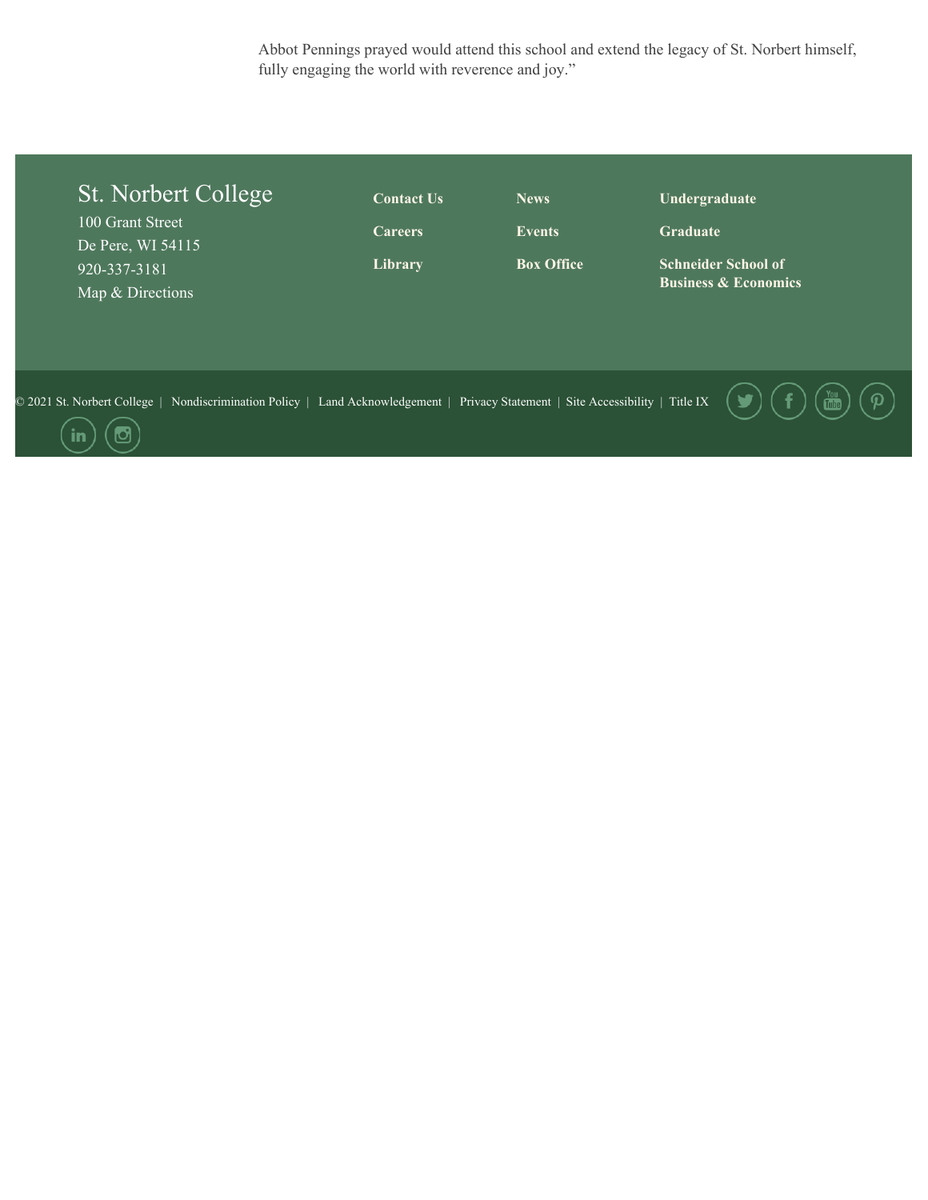Abbot Pennings prayed would attend this school and extend the legacy of St. Norbert himself, fully engaging the world with reverence and joy."

St. Norbert College

100 Grant Street
De Pere, WI 54115
920-337-3181
Map & Directions

**Contact Us**

**Careers**

**Library**

**News**

**Events**

**Box Office**

**Undergraduate**

**Graduate**

**Schneider School of Business & Economics**

© 2021 St. Norbert College | Nondiscrimination Policy | Land Acknowledgement | Privacy Statement | Site Accessibility | Title IX